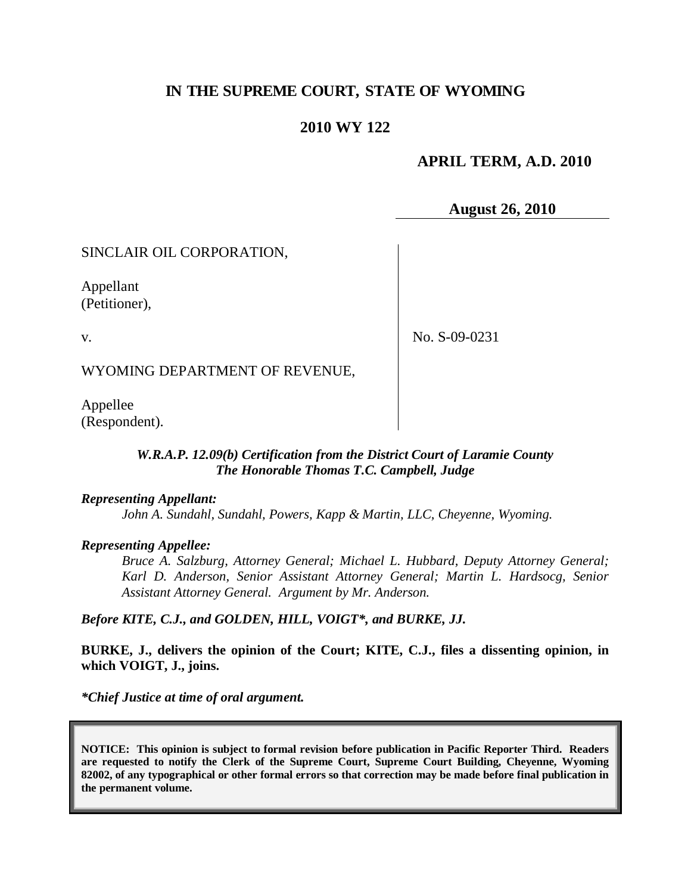# IN THE SUPREME COURT, STATE OF WYOMING

## 2010 WY 122

**APRIL TERM, A.D. 2010**

**August 26, 2010**

SINCLAIR OIL CORPORATION,

Appellant
(Petitioner),

v.

WYOMING DEPARTMENT OF REVENUE,

Appellee
(Respondent).

No. S-09-0231

*W.R.A.P. 12.09(b) Certification from the District Court of Laramie County*
*The Honorable Thomas T.C. Campbell, Judge*

***Representing Appellant:***

*John A. Sundahl, Sundahl, Powers, Kapp & Martin, LLC, Cheyenne, Wyoming.*

***Representing Appellee:***

*Bruce A. Salzburg, Attorney General; Michael L. Hubbard, Deputy Attorney General; Karl D. Anderson, Senior Assistant Attorney General; Martin L. Hardsocg, Senior Assistant Attorney General. Argument by Mr. Anderson.*

***Before KITE, C.J., and GOLDEN, HILL, VOIGT\*, and BURKE, JJ.***

**BURKE, J., delivers the opinion of the Court; KITE, C.J., files a dissenting opinion, in which VOIGT, J., joins.**

***\*Chief Justice at time of oral argument.***

**NOTICE: This opinion is subject to formal revision before publication in Pacific Reporter Third. Readers are requested to notify the Clerk of the Supreme Court, Supreme Court Building, Cheyenne, Wyoming 82002, of any typographical or other formal errors so that correction may be made before final publication in the permanent volume.**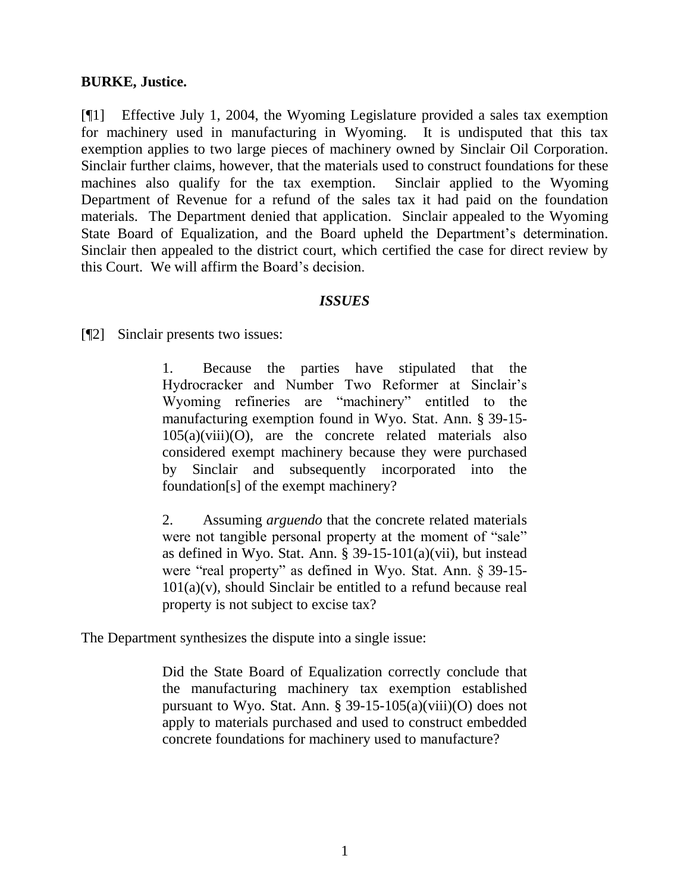**BURKE, Justice.**

[¶1] Effective July 1, 2004, the Wyoming Legislature provided a sales tax exemption for machinery used in manufacturing in Wyoming. It is undisputed that this tax exemption applies to two large pieces of machinery owned by Sinclair Oil Corporation. Sinclair further claims, however, that the materials used to construct foundations for these machines also qualify for the tax exemption. Sinclair applied to the Wyoming Department of Revenue for a refund of the sales tax it had paid on the foundation materials. The Department denied that application. Sinclair appealed to the Wyoming State Board of Equalization, and the Board upheld the Department's determination. Sinclair then appealed to the district court, which certified the case for direct review by this Court. We will affirm the Board's decision.

### *ISSUES*

[¶2] Sinclair presents two issues:

> 1. Because the parties have stipulated that the Hydrocracker and Number Two Reformer at Sinclair's Wyoming refineries are "machinery" entitled to the manufacturing exemption found in Wyo. Stat. Ann. § 39-15-105(a)(viii)(O), are the concrete related materials also considered exempt machinery because they were purchased by Sinclair and subsequently incorporated into the foundation[s] of the exempt machinery?
>
> 2. Assuming *arguendo* that the concrete related materials were not tangible personal property at the moment of "sale" as defined in Wyo. Stat. Ann. § 39-15-101(a)(vii), but instead were "real property" as defined in Wyo. Stat. Ann. § 39-15-101(a)(v), should Sinclair be entitled to a refund because real property is not subject to excise tax?

The Department synthesizes the dispute into a single issue:

> Did the State Board of Equalization correctly conclude that the manufacturing machinery tax exemption established pursuant to Wyo. Stat. Ann. § 39-15-105(a)(viii)(O) does not apply to materials purchased and used to construct embedded concrete foundations for machinery used to manufacture?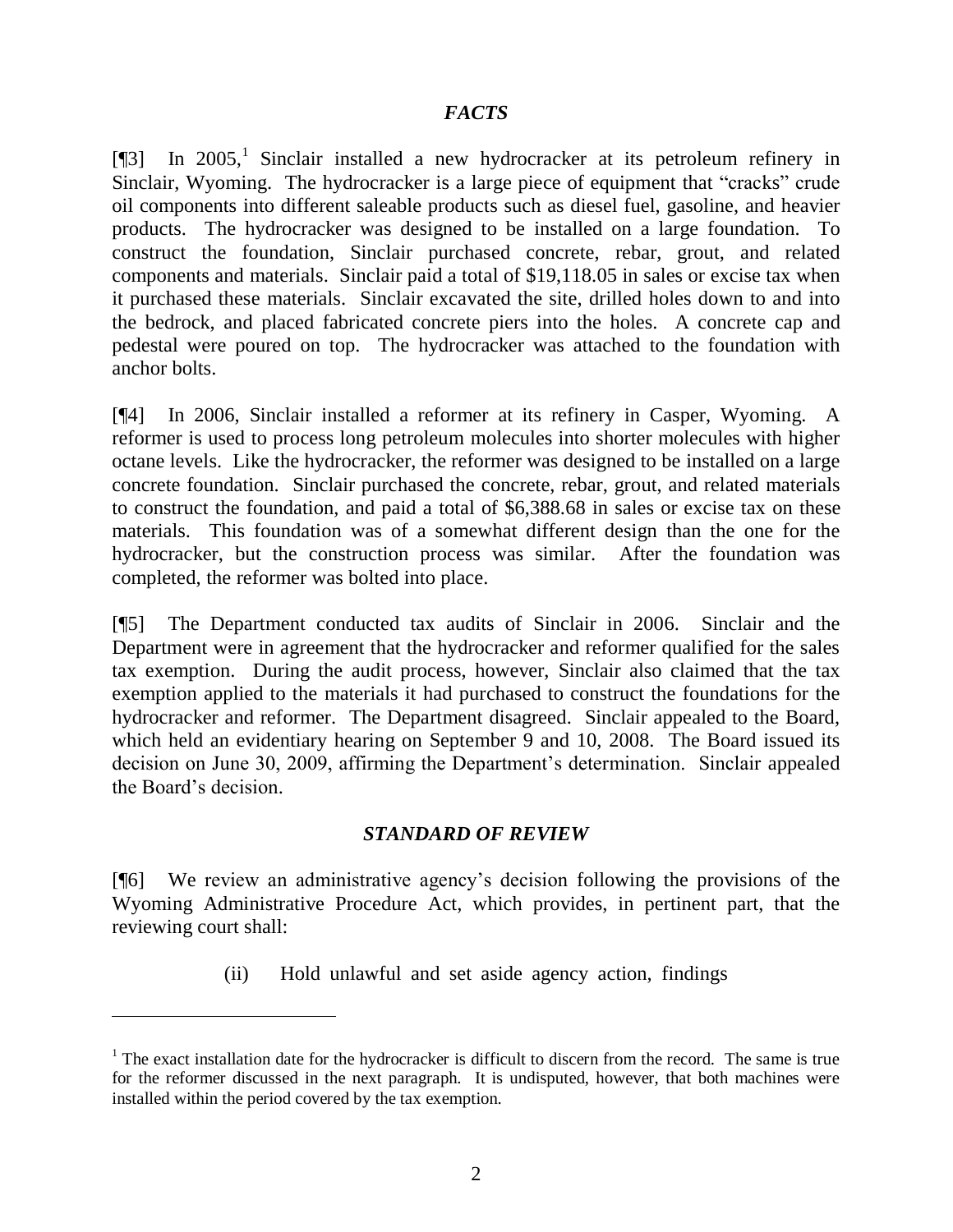### *FACTS*

[¶3] In 2005,[1] Sinclair installed a new hydrocracker at its petroleum refinery in Sinclair, Wyoming. The hydrocracker is a large piece of equipment that "cracks" crude oil components into different saleable products such as diesel fuel, gasoline, and heavier products. The hydrocracker was designed to be installed on a large foundation. To construct the foundation, Sinclair purchased concrete, rebar, grout, and related components and materials. Sinclair paid a total of $19,118.05 in sales or excise tax when it purchased these materials. Sinclair excavated the site, drilled holes down to and into the bedrock, and placed fabricated concrete piers into the holes. A concrete cap and pedestal were poured on top. The hydrocracker was attached to the foundation with anchor bolts.

[¶4] In 2006, Sinclair installed a reformer at its refinery in Casper, Wyoming. A reformer is used to process long petroleum molecules into shorter molecules with higher octane levels. Like the hydrocracker, the reformer was designed to be installed on a large concrete foundation. Sinclair purchased the concrete, rebar, grout, and related materials to construct the foundation, and paid a total of $6,388.68 in sales or excise tax on these materials. This foundation was of a somewhat different design than the one for the hydrocracker, but the construction process was similar. After the foundation was completed, the reformer was bolted into place.

[¶5] The Department conducted tax audits of Sinclair in 2006. Sinclair and the Department were in agreement that the hydrocracker and reformer qualified for the sales tax exemption. During the audit process, however, Sinclair also claimed that the tax exemption applied to the materials it had purchased to construct the foundations for the hydrocracker and reformer. The Department disagreed. Sinclair appealed to the Board, which held an evidentiary hearing on September 9 and 10, 2008. The Board issued its decision on June 30, 2009, affirming the Department's determination. Sinclair appealed the Board's decision.

### *STANDARD OF REVIEW*

[¶6] We review an administrative agency's decision following the provisions of the Wyoming Administrative Procedure Act, which provides, in pertinent part, that the reviewing court shall:

> (ii) Hold unlawful and set aside agency action, findings

---

[1] The exact installation date for the hydrocracker is difficult to discern from the record. The same is true for the reformer discussed in the next paragraph. It is undisputed, however, that both machines were installed within the period covered by the tax exemption.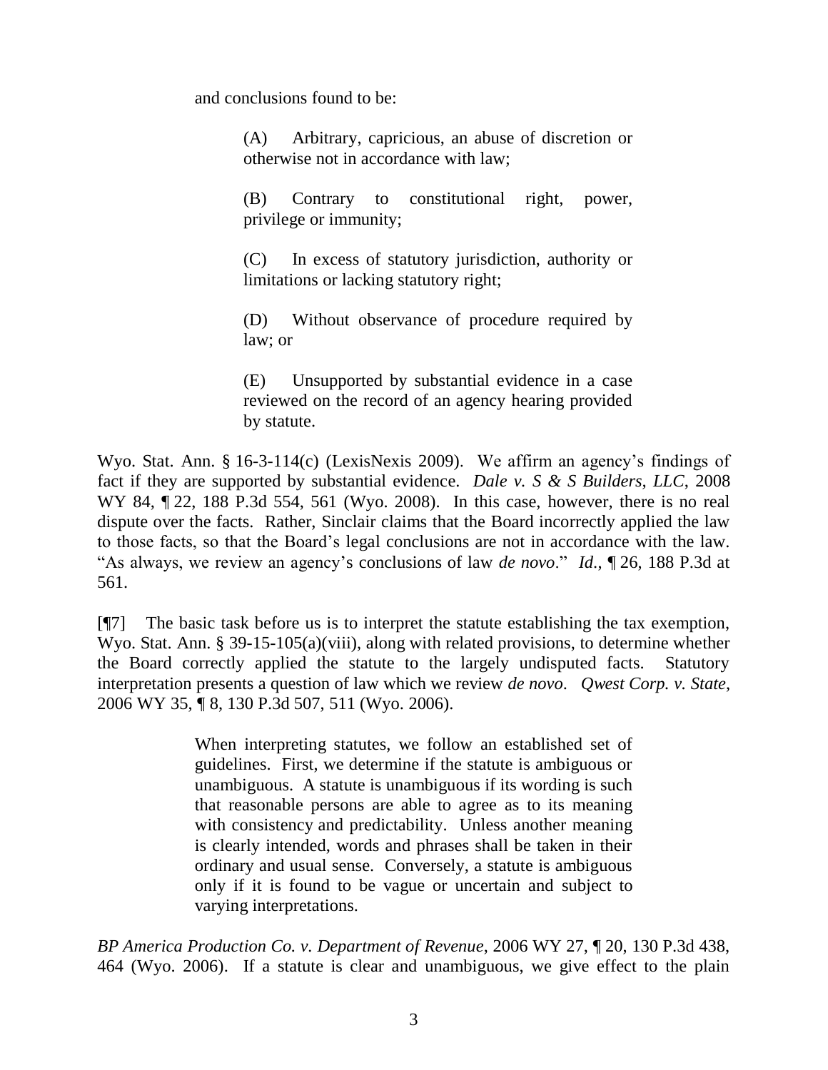and conclusions found to be:

> (A) Arbitrary, capricious, an abuse of discretion or otherwise not in accordance with law;
>
> (B) Contrary to constitutional right, power, privilege or immunity;
>
> (C) In excess of statutory jurisdiction, authority or limitations or lacking statutory right;
>
> (D) Without observance of procedure required by law; or
>
> (E) Unsupported by substantial evidence in a case reviewed on the record of an agency hearing provided by statute.

Wyo. Stat. Ann. § 16-3-114(c) (LexisNexis 2009). We affirm an agency's findings of fact if they are supported by substantial evidence. *Dale v. S & S Builders, LLC*, 2008 WY 84, ¶ 22, 188 P.3d 554, 561 (Wyo. 2008). In this case, however, there is no real dispute over the facts. Rather, Sinclair claims that the Board incorrectly applied the law to those facts, so that the Board's legal conclusions are not in accordance with the law. "As always, we review an agency's conclusions of law *de novo*." *Id.*, ¶ 26, 188 P.3d at 561.

[¶7] The basic task before us is to interpret the statute establishing the tax exemption, Wyo. Stat. Ann. § 39-15-105(a)(viii), along with related provisions, to determine whether the Board correctly applied the statute to the largely undisputed facts. Statutory interpretation presents a question of law which we review *de novo*. *Qwest Corp. v. State*, 2006 WY 35, ¶ 8, 130 P.3d 507, 511 (Wyo. 2006).

> When interpreting statutes, we follow an established set of guidelines. First, we determine if the statute is ambiguous or unambiguous. A statute is unambiguous if its wording is such that reasonable persons are able to agree as to its meaning with consistency and predictability. Unless another meaning is clearly intended, words and phrases shall be taken in their ordinary and usual sense. Conversely, a statute is ambiguous only if it is found to be vague or uncertain and subject to varying interpretations.

*BP America Production Co. v. Department of Revenue*, 2006 WY 27, ¶ 20, 130 P.3d 438, 464 (Wyo. 2006). If a statute is clear and unambiguous, we give effect to the plain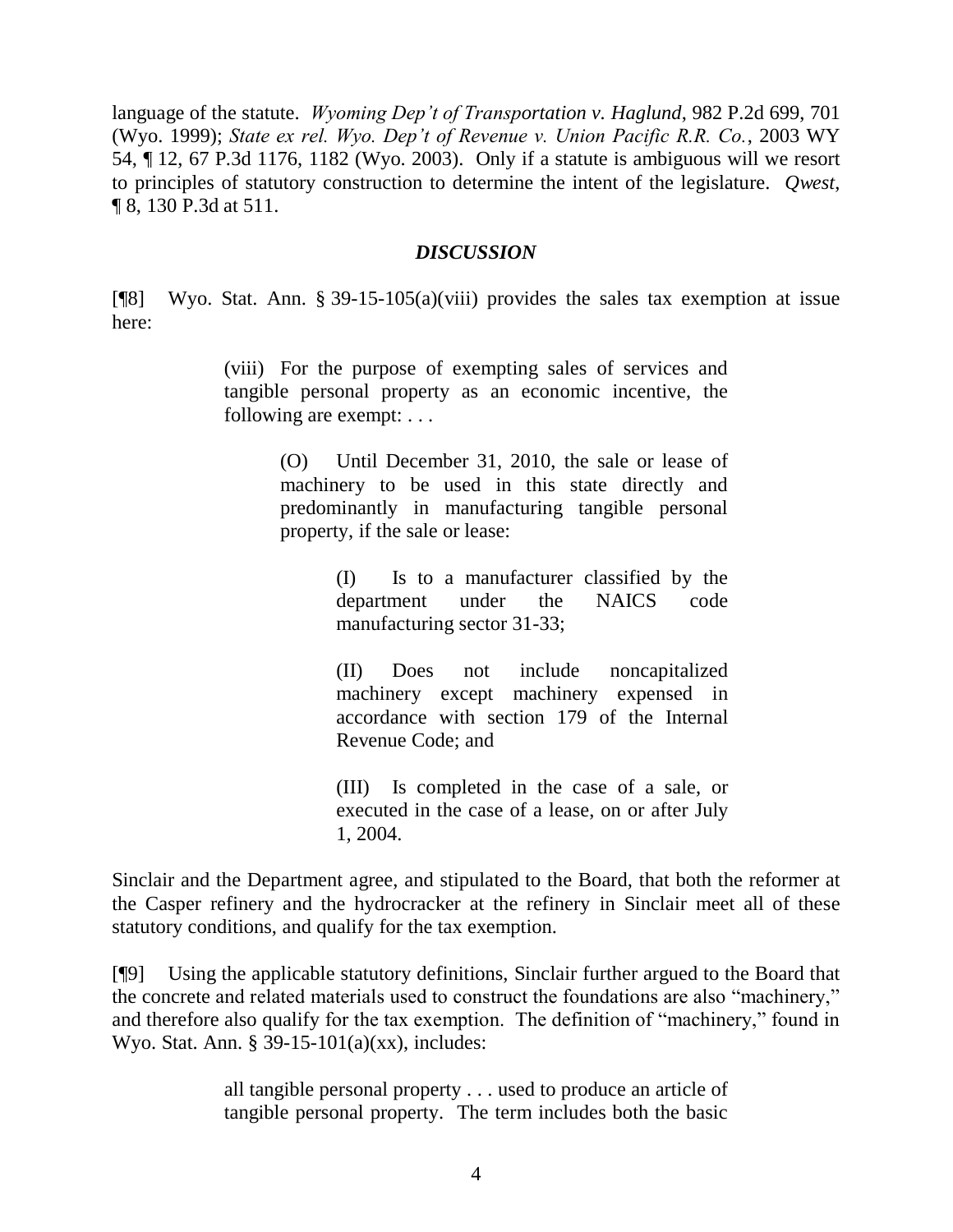language of the statute. *Wyoming Dep't of Transportation v. Haglund*, 982 P.2d 699, 701 (Wyo. 1999); *State ex rel. Wyo. Dep't of Revenue v. Union Pacific R.R. Co.*, 2003 WY 54, ¶ 12, 67 P.3d 1176, 1182 (Wyo. 2003). Only if a statute is ambiguous will we resort to principles of statutory construction to determine the intent of the legislature. *Qwest*, ¶ 8, 130 P.3d at 511.

### *DISCUSSION*

[¶8] Wyo. Stat. Ann. § 39-15-105(a)(viii) provides the sales tax exemption at issue here:

> (viii) For the purpose of exempting sales of services and tangible personal property as an economic incentive, the following are exempt: . . .
>
> > (O) Until December 31, 2010, the sale or lease of machinery to be used in this state directly and predominantly in manufacturing tangible personal property, if the sale or lease:
> >
> > > (I) Is to a manufacturer classified by the department under the NAICS code manufacturing sector 31-33;
> > >
> > > (II) Does not include noncapitalized machinery except machinery expensed in accordance with section 179 of the Internal Revenue Code; and
> > >
> > > (III) Is completed in the case of a sale, or executed in the case of a lease, on or after July 1, 2004.

Sinclair and the Department agree, and stipulated to the Board, that both the reformer at the Casper refinery and the hydrocracker at the refinery in Sinclair meet all of these statutory conditions, and qualify for the tax exemption.

[¶9] Using the applicable statutory definitions, Sinclair further argued to the Board that the concrete and related materials used to construct the foundations are also "machinery," and therefore also qualify for the tax exemption. The definition of "machinery," found in Wyo. Stat. Ann. § 39-15-101(a)(xx), includes:

> all tangible personal property . . . used to produce an article of tangible personal property. The term includes both the basic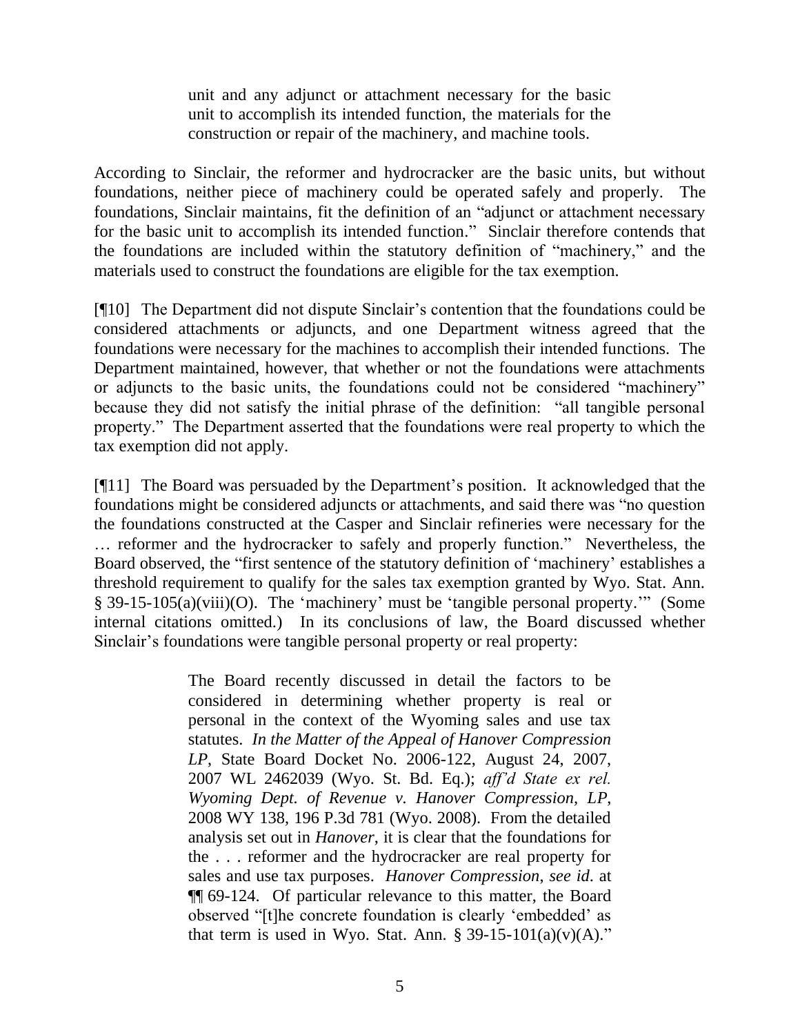> unit and any adjunct or attachment necessary for the basic unit to accomplish its intended function, the materials for the construction or repair of the machinery, and machine tools.

According to Sinclair, the reformer and hydrocracker are the basic units, but without foundations, neither piece of machinery could be operated safely and properly. The foundations, Sinclair maintains, fit the definition of an "adjunct or attachment necessary for the basic unit to accomplish its intended function." Sinclair therefore contends that the foundations are included within the statutory definition of "machinery," and the materials used to construct the foundations are eligible for the tax exemption.

[¶10] The Department did not dispute Sinclair's contention that the foundations could be considered attachments or adjuncts, and one Department witness agreed that the foundations were necessary for the machines to accomplish their intended functions. The Department maintained, however, that whether or not the foundations were attachments or adjuncts to the basic units, the foundations could not be considered "machinery" because they did not satisfy the initial phrase of the definition: "all tangible personal property." The Department asserted that the foundations were real property to which the tax exemption did not apply.

[¶11] The Board was persuaded by the Department's position. It acknowledged that the foundations might be considered adjuncts or attachments, and said there was "no question the foundations constructed at the Casper and Sinclair refineries were necessary for the … reformer and the hydrocracker to safely and properly function." Nevertheless, the Board observed, the "first sentence of the statutory definition of 'machinery' establishes a threshold requirement to qualify for the sales tax exemption granted by Wyo. Stat. Ann. § 39-15-105(a)(viii)(O). The 'machinery' must be 'tangible personal property.'" (Some internal citations omitted.) In its conclusions of law, the Board discussed whether Sinclair's foundations were tangible personal property or real property:

> The Board recently discussed in detail the factors to be considered in determining whether property is real or personal in the context of the Wyoming sales and use tax statutes. *In the Matter of the Appeal of Hanover Compression LP*, State Board Docket No. 2006-122, August 24, 2007, 2007 WL 2462039 (Wyo. St. Bd. Eq.); *aff'd State ex rel. Wyoming Dept. of Revenue v. Hanover Compression, LP*, 2008 WY 138, 196 P.3d 781 (Wyo. 2008). From the detailed analysis set out in *Hanover*, it is clear that the foundations for the . . . reformer and the hydrocracker are real property for sales and use tax purposes. *Hanover Compression*, *see id.* at ¶¶ 69-124. Of particular relevance to this matter, the Board observed "[t]he concrete foundation is clearly 'embedded' as that term is used in Wyo. Stat. Ann. § 39-15-101(a)(v)(A)."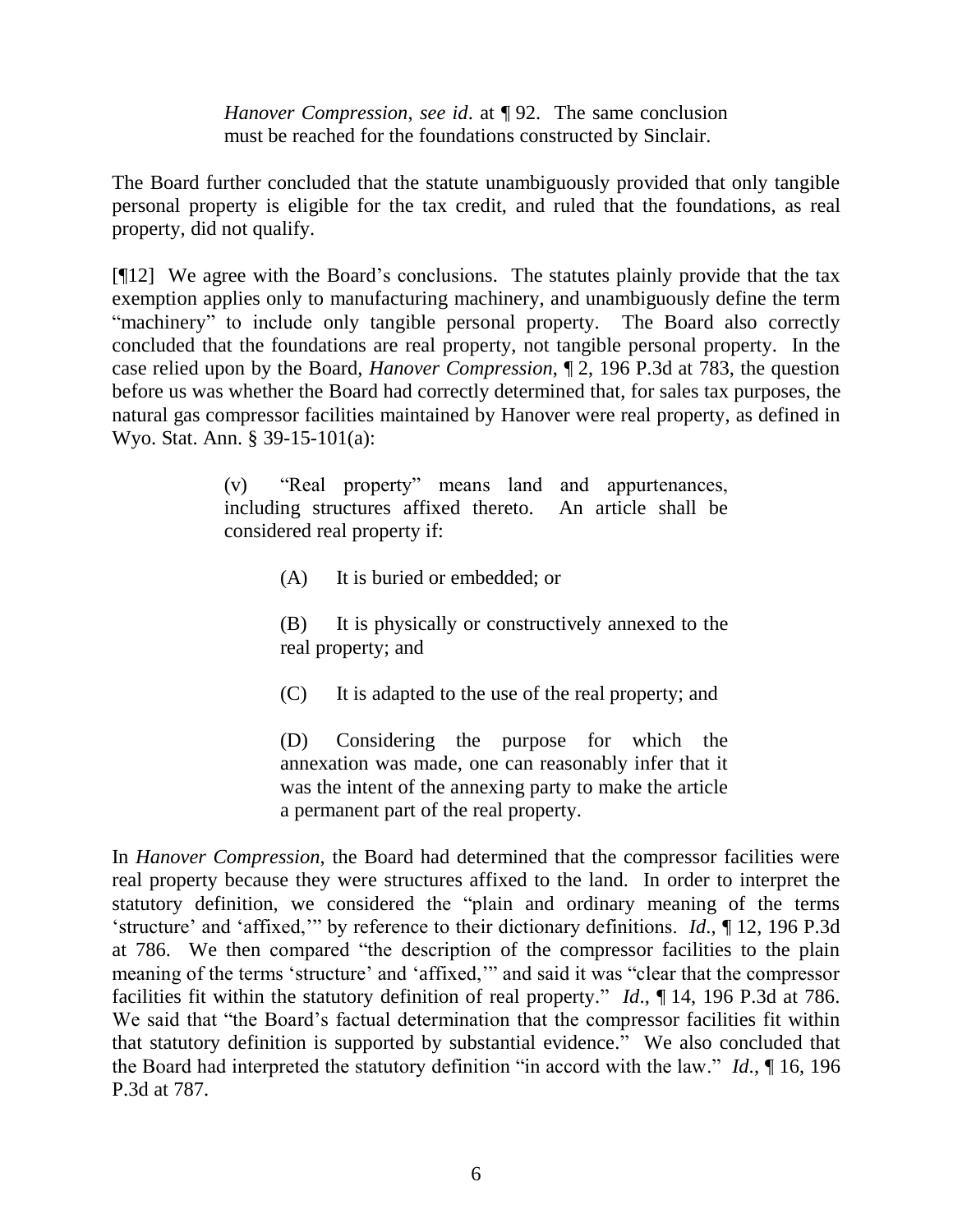> *Hanover Compression*, *see id*. at ¶ 92. The same conclusion must be reached for the foundations constructed by Sinclair.

The Board further concluded that the statute unambiguously provided that only tangible personal property is eligible for the tax credit, and ruled that the foundations, as real property, did not qualify.

[¶12] We agree with the Board's conclusions. The statutes plainly provide that the tax exemption applies only to manufacturing machinery, and unambiguously define the term "machinery" to include only tangible personal property. The Board also correctly concluded that the foundations are real property, not tangible personal property. In the case relied upon by the Board, *Hanover Compression*, ¶ 2, 196 P.3d at 783, the question before us was whether the Board had correctly determined that, for sales tax purposes, the natural gas compressor facilities maintained by Hanover were real property, as defined in Wyo. Stat. Ann. § 39-15-101(a):

> (v) "Real property" means land and appurtenances, including structures affixed thereto. An article shall be considered real property if:
>
> > (A) It is buried or embedded; or
> >
> > (B) It is physically or constructively annexed to the real property; and
> >
> > (C) It is adapted to the use of the real property; and
> >
> > (D) Considering the purpose for which the annexation was made, one can reasonably infer that it was the intent of the annexing party to make the article a permanent part of the real property.

In *Hanover Compression*, the Board had determined that the compressor facilities were real property because they were structures affixed to the land. In order to interpret the statutory definition, we considered the "plain and ordinary meaning of the terms 'structure' and 'affixed,'" by reference to their dictionary definitions. *Id*., ¶ 12, 196 P.3d at 786. We then compared "the description of the compressor facilities to the plain meaning of the terms 'structure' and 'affixed,'" and said it was "clear that the compressor facilities fit within the statutory definition of real property." *Id*., ¶ 14, 196 P.3d at 786. We said that "the Board's factual determination that the compressor facilities fit within that statutory definition is supported by substantial evidence." We also concluded that the Board had interpreted the statutory definition "in accord with the law." *Id*., ¶ 16, 196 P.3d at 787.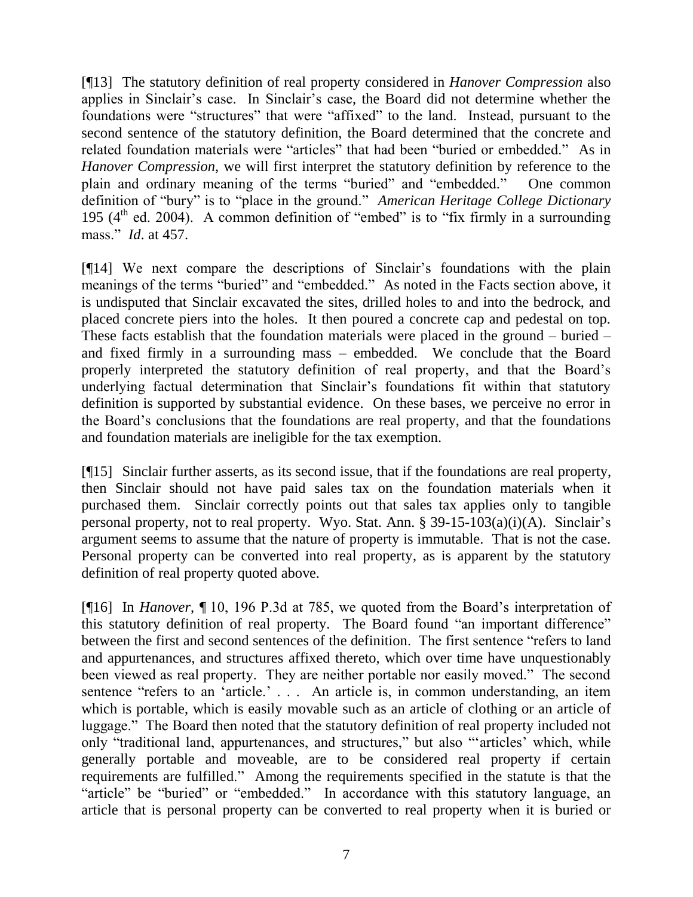[¶13] The statutory definition of real property considered in *Hanover Compression* also applies in Sinclair's case. In Sinclair's case, the Board did not determine whether the foundations were "structures" that were "affixed" to the land. Instead, pursuant to the second sentence of the statutory definition, the Board determined that the concrete and related foundation materials were "articles" that had been "buried or embedded." As in *Hanover Compression*, we will first interpret the statutory definition by reference to the plain and ordinary meaning of the terms "buried" and "embedded." One common definition of "bury" is to "place in the ground." *American Heritage College Dictionary* 195 (4th ed. 2004). A common definition of "embed" is to "fix firmly in a surrounding mass." *Id*. at 457.

[¶14] We next compare the descriptions of Sinclair's foundations with the plain meanings of the terms "buried" and "embedded." As noted in the Facts section above, it is undisputed that Sinclair excavated the sites, drilled holes to and into the bedrock, and placed concrete piers into the holes. It then poured a concrete cap and pedestal on top. These facts establish that the foundation materials were placed in the ground – buried – and fixed firmly in a surrounding mass – embedded. We conclude that the Board properly interpreted the statutory definition of real property, and that the Board's underlying factual determination that Sinclair's foundations fit within that statutory definition is supported by substantial evidence. On these bases, we perceive no error in the Board's conclusions that the foundations are real property, and that the foundations and foundation materials are ineligible for the tax exemption.

[¶15] Sinclair further asserts, as its second issue, that if the foundations are real property, then Sinclair should not have paid sales tax on the foundation materials when it purchased them. Sinclair correctly points out that sales tax applies only to tangible personal property, not to real property. Wyo. Stat. Ann. § 39-15-103(a)(i)(A). Sinclair's argument seems to assume that the nature of property is immutable. That is not the case. Personal property can be converted into real property, as is apparent by the statutory definition of real property quoted above.

[¶16] In *Hanover*, ¶ 10, 196 P.3d at 785, we quoted from the Board's interpretation of this statutory definition of real property. The Board found "an important difference" between the first and second sentences of the definition. The first sentence "refers to land and appurtenances, and structures affixed thereto, which over time have unquestionably been viewed as real property. They are neither portable nor easily moved." The second sentence "refers to an 'article.' . . . An article is, in common understanding, an item which is portable, which is easily movable such as an article of clothing or an article of luggage." The Board then noted that the statutory definition of real property included not only "traditional land, appurtenances, and structures," but also "'articles' which, while generally portable and moveable, are to be considered real property if certain requirements are fulfilled." Among the requirements specified in the statute is that the "article" be "buried" or "embedded." In accordance with this statutory language, an article that is personal property can be converted to real property when it is buried or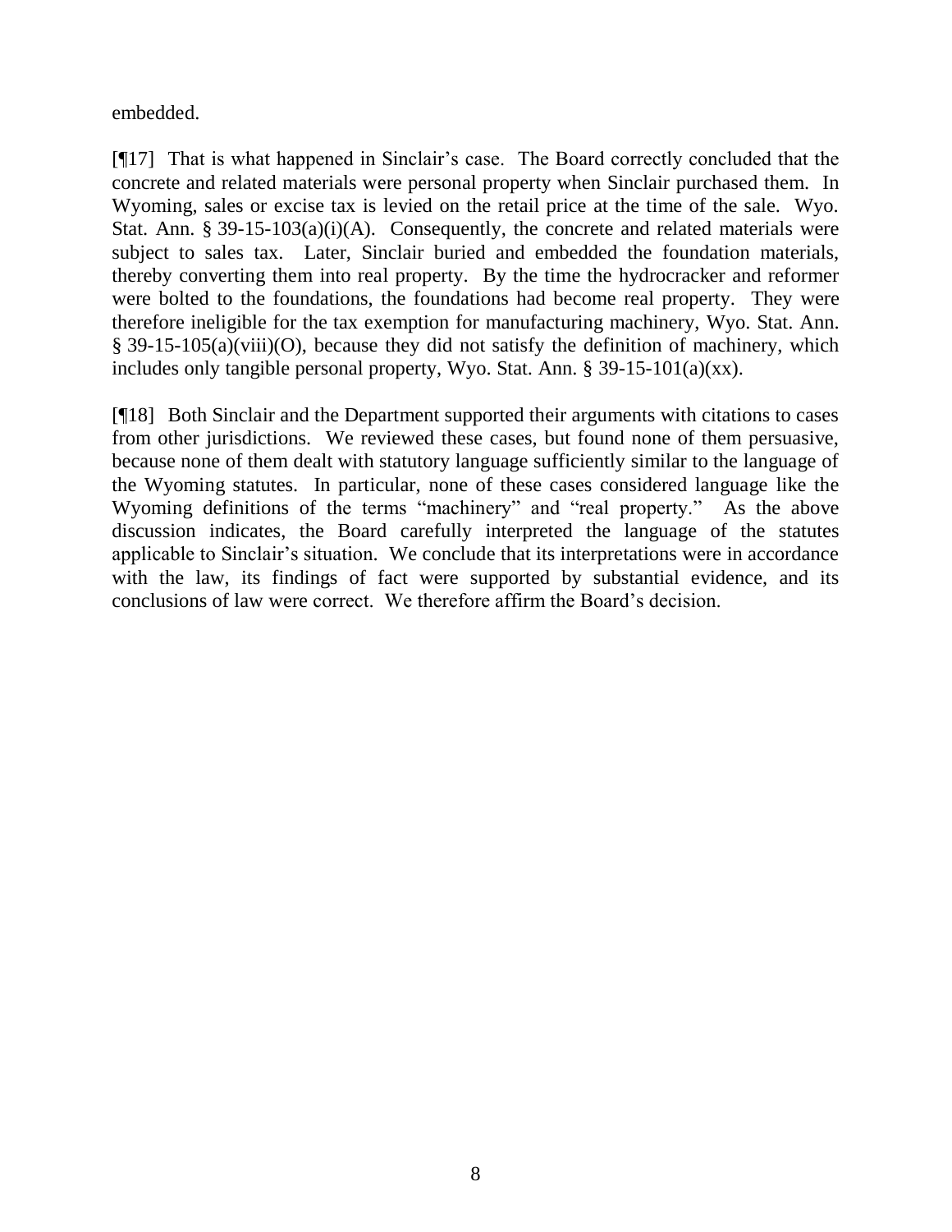embedded.

[¶17] That is what happened in Sinclair's case. The Board correctly concluded that the concrete and related materials were personal property when Sinclair purchased them. In Wyoming, sales or excise tax is levied on the retail price at the time of the sale. Wyo. Stat. Ann. § 39-15-103(a)(i)(A). Consequently, the concrete and related materials were subject to sales tax. Later, Sinclair buried and embedded the foundation materials, thereby converting them into real property. By the time the hydrocracker and reformer were bolted to the foundations, the foundations had become real property. They were therefore ineligible for the tax exemption for manufacturing machinery, Wyo. Stat. Ann. § 39-15-105(a)(viii)(O), because they did not satisfy the definition of machinery, which includes only tangible personal property, Wyo. Stat. Ann. § 39-15-101(a)(xx).

[¶18] Both Sinclair and the Department supported their arguments with citations to cases from other jurisdictions. We reviewed these cases, but found none of them persuasive, because none of them dealt with statutory language sufficiently similar to the language of the Wyoming statutes. In particular, none of these cases considered language like the Wyoming definitions of the terms "machinery" and "real property." As the above discussion indicates, the Board carefully interpreted the language of the statutes applicable to Sinclair's situation. We conclude that its interpretations were in accordance with the law, its findings of fact were supported by substantial evidence, and its conclusions of law were correct. We therefore affirm the Board's decision.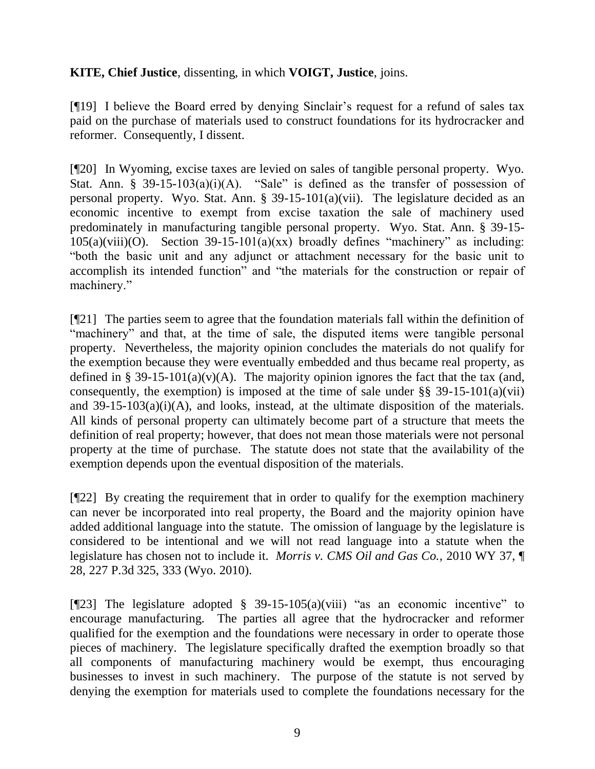**KITE, Chief Justice**, dissenting, in which **VOIGT, Justice**, joins.

[¶19] I believe the Board erred by denying Sinclair's request for a refund of sales tax paid on the purchase of materials used to construct foundations for its hydrocracker and reformer. Consequently, I dissent.

[¶20] In Wyoming, excise taxes are levied on sales of tangible personal property. Wyo. Stat. Ann. § 39-15-103(a)(i)(A). "Sale" is defined as the transfer of possession of personal property. Wyo. Stat. Ann. § 39-15-101(a)(vii). The legislature decided as an economic incentive to exempt from excise taxation the sale of machinery used predominately in manufacturing tangible personal property. Wyo. Stat. Ann. § 39-15-105(a)(viii)(O). Section 39-15-101(a)(xx) broadly defines "machinery" as including: "both the basic unit and any adjunct or attachment necessary for the basic unit to accomplish its intended function" and "the materials for the construction or repair of machinery."

[¶21] The parties seem to agree that the foundation materials fall within the definition of "machinery" and that, at the time of sale, the disputed items were tangible personal property. Nevertheless, the majority opinion concludes the materials do not qualify for the exemption because they were eventually embedded and thus became real property, as defined in § 39-15-101(a)(v)(A). The majority opinion ignores the fact that the tax (and, consequently, the exemption) is imposed at the time of sale under §§ 39-15-101(a)(vii) and 39-15-103(a)(i)(A), and looks, instead, at the ultimate disposition of the materials. All kinds of personal property can ultimately become part of a structure that meets the definition of real property; however, that does not mean those materials were not personal property at the time of purchase. The statute does not state that the availability of the exemption depends upon the eventual disposition of the materials.

[¶22] By creating the requirement that in order to qualify for the exemption machinery can never be incorporated into real property, the Board and the majority opinion have added additional language into the statute. The omission of language by the legislature is considered to be intentional and we will not read language into a statute when the legislature has chosen not to include it. *Morris v. CMS Oil and Gas Co.*, 2010 WY 37, ¶ 28, 227 P.3d 325, 333 (Wyo. 2010).

[¶23] The legislature adopted § 39-15-105(a)(viii) "as an economic incentive" to encourage manufacturing. The parties all agree that the hydrocracker and reformer qualified for the exemption and the foundations were necessary in order to operate those pieces of machinery. The legislature specifically drafted the exemption broadly so that all components of manufacturing machinery would be exempt, thus encouraging businesses to invest in such machinery. The purpose of the statute is not served by denying the exemption for materials used to complete the foundations necessary for the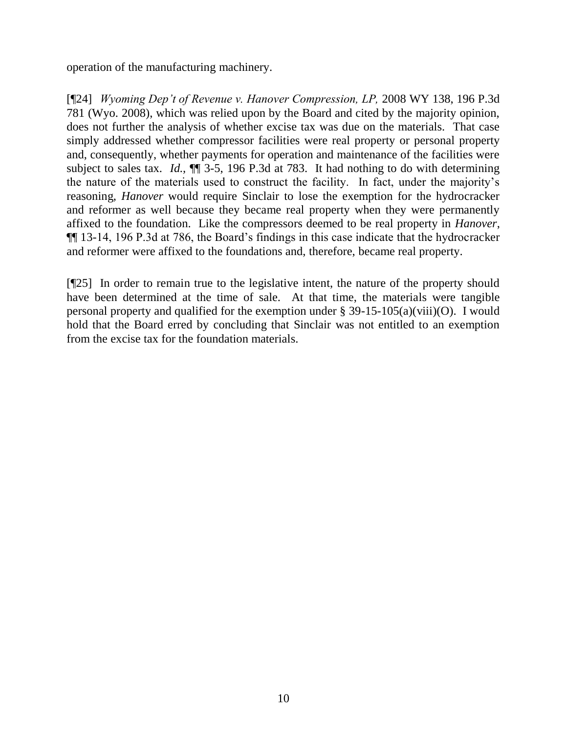operation of the manufacturing machinery.

[¶24] *Wyoming Dep't of Revenue v. Hanover Compression, LP,* 2008 WY 138, 196 P.3d 781 (Wyo. 2008), which was relied upon by the Board and cited by the majority opinion, does not further the analysis of whether excise tax was due on the materials. That case simply addressed whether compressor facilities were real property or personal property and, consequently, whether payments for operation and maintenance of the facilities were subject to sales tax. *Id.*, ¶¶ 3-5, 196 P.3d at 783. It had nothing to do with determining the nature of the materials used to construct the facility. In fact, under the majority's reasoning, *Hanover* would require Sinclair to lose the exemption for the hydrocracker and reformer as well because they became real property when they were permanently affixed to the foundation. Like the compressors deemed to be real property in *Hanover*, ¶¶ 13-14, 196 P.3d at 786, the Board's findings in this case indicate that the hydrocracker and reformer were affixed to the foundations and, therefore, became real property.

[¶25] In order to remain true to the legislative intent, the nature of the property should have been determined at the time of sale. At that time, the materials were tangible personal property and qualified for the exemption under § 39-15-105(a)(viii)(O). I would hold that the Board erred by concluding that Sinclair was not entitled to an exemption from the excise tax for the foundation materials.